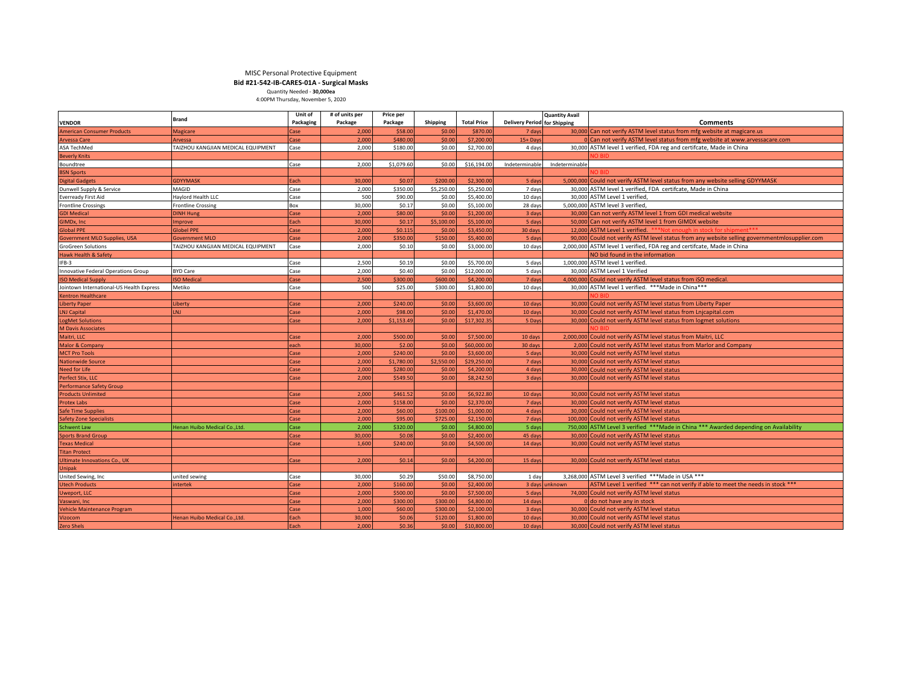MISC Personal Protective Equipment

**Bid #21-542-IB-CARES-01A - Surgical Masks**

Quantity Needed - **30,000ea**

4:00PM Thursday, November 5, 2020

| VENDOR | Brand | Unit of Packaging | # of units per Package | Price per Package | Shipping | Total Price | Delivery Period | Quantity Avail for Shipping | Comments |
|---|---|---|---|---|---|---|---|---|---|
| American Consumer Products | Magicare | Case | 2,000 | $58.00 | $0.00 | $870.00 | 7 days | 30,000 | Can not verify ASTM level status from mfg website at magicare.us |
| Arvessa Care | Arvessa | Case | 2,000 | $480.00 | $0.00 | $7,200.00 | 15+ Days | 0 | Can not verify ASTM level status from mfg website at www.arvessacare.com |
| ASA TechMed | TAIZHOU KANGJIAN MEDICAL EQUIPMENT | Case | 2,000 | $180.00 | $0.00 | $2,700.00 | 4 days | 30,000 | ASTM level 1 verified, FDA reg and certifcate, Made in China |
| Beverly Knits | | | | | | | | | NO BID |
| Boundtree | | Case | 2,000 | $1,079.60 | $0.00 | $16,194.00 | Indeterminable | Indeterminable | |
| BSN Sports | | | | | | | | | NO BID |
| Digital Gadgets | GDYYMASK | Each | 30,000 | $0.07 | $200.00 | $2,300.00 | 5 days | 5,000,000 | Could not verify ASTM level status from any website selling GDYYMASK |
| Dunwell Supply & Service | MAGID | Case | 2,000 | $350.00 | $5,250.00 | $5,250.00 | 7 days | 30,000 | ASTM level 1 verified, FDA certifcate, Made in China |
| Everready First Aid | Haylord Health LLC | Case | 500 | $90.00 | $0.00 | $5,400.00 | 10 days | 30,000 | ASTM Level 1 verified, |
| Frontline Crossings | Frontline Crossing | Box | 30,000 | $0.17 | $0.00 | $5,100.00 | 28 days | 5,000,000 | ASTM level 3 verified, |
| GDI Medical | DINH Hung | Case | 2,000 | $80.00 | $0.00 | $1,200.00 | 3 days | 30,000 | Can not verify ASTM level 1 from GDI medical website |
| GIMDx, Inc | Improve | Each | 30,000 | $0.17 | $5,100.00 | $5,100.00 | 5 days | 50,000 | Can not verify ASTM level 1 from GIMDX website |
| Global PPE | Globel PPE | Case | 2,000 | $0.115 | $0.00 | $3,450.00 | 30 days | 12,000 | ASTM Level 1 verified. ***Not enough in stock for shipment*** |
| Government MLO Supplies, USA | Government MLO | Case | 2,000 | $350.00 | $150.00 | $5,400.00 | 5 days | 90,000 | Could not verify ASTM level status from any website selling governmentmlosupplier.com |
| GroGreen Solutions | TAIZHOU KANGJIAN MEDICAL EQUIPMENT | Case | 2,000 | $0.10 | $0.00 | $3,000.00 | 10 days | 2,000,000 | ASTM level 1 verified, FDA reg and certifcate, Made in China |
| Hawk Health & Safety | | | | | | | | | NO bid found in the information |
| IFB-3 | | Case | 2,500 | $0.19 | $0.00 | $5,700.00 | 5 days | 1,000,000 | ASTM level 1 verified. |
| Innovative Federal Operations Group | BYD Care | Case | 2,000 | $0.40 | $0.00 | $12,000.00 | 5 days | 30,000 | ASTM Level 1 Verified |
| ISO Medical Supply | ISO Medical | Case | 2,500 | $300.00 | $600.00 | $4,200.00 | 7 days | 4,000,000 | Could not verify ASTM level status from iSO medical. |
| Jointown International-US Health Express | Metiko | Case | 500 | $25.00 | $300.00 | $1,800.00 | 10 days | 30,000 | ASTM level 1 verified. ***Made in China*** |
| Kentron Healthcare | | | | | | | | | NO BID |
| Liberty Paper | Liberty | Case | 2,000 | $240.00 | $0.00 | $3,600.00 | 10 days | 30,000 | Could not verify ASTM level status from Liberty Paper |
| LNJ Capital | LNJ | Case | 2,000 | $98.00 | $0.00 | $1,470.00 | 10 days | 30,000 | Could not verify ASTM level status from Lnjcapital.com |
| LogMet Solutions | | Case | 2,000 | $1,153.49 | $0.00 | $17,302.35 | 5 Days | 30,000 | Could not verify ASTM level status from logmet solutions |
| M Davis Associates | | | | | | | | | NO BID |
| Maitri, LLC | | Case | 2,000 | $500.00 | $0.00 | $7,500.00 | 10 days | 2,000,000 | Could not verify ASTM level status from Maitri, LLC |
| Malor & Company | | each | 30,000 | $2.00 | $0.00 | $60,000.00 | 30 days | 2,000 | Could not verify ASTM level status from Marlor and Company |
| MCT Pro Tools | | Case | 2,000 | $240.00 | $0.00 | $3,600.00 | 5 days | 30,000 | Could not verify ASTM level status |
| Nationwide Source | | Case | 2,000 | $1,780.00 | $2,550.00 | $29,250.00 | 7 days | 30,000 | Could not verify ASTM level status |
| Need for Life | | Case | 2,000 | $280.00 | $0.00 | $4,200.00 | 4 days | 30,000 | Could not verify ASTM level status |
| Perfect Stix, LLC | | Case | 2,000 | $549.50 | $0.00 | $8,242.50 | 3 days | 30,000 | Could not verify ASTM level status |
| Performance Safety Group | | | | | | | | | |
| Products Unlimited | | Case | 2,000 | $461.52 | $0.00 | $6,922.80 | 10 days | 30,000 | Could not verify ASTM level status |
| Protex Labs | | Case | 2,000 | $158.00 | $0.00 | $2,370.00 | 7 days | 30,000 | Could not verify ASTM level status |
| Safe Time Supplies | | Case | 2,000 | $60.00 | $100.00 | $1,000.00 | 4 days | 30,000 | Could not verify ASTM level status |
| Safety Zone Specialists | | Case | 2,000 | $95.00 | $725.00 | $2,150.00 | 7 days | 100,000 | Could not verify ASTM level status |
| Schwent Law | Henan Huibo Medical Co.,Ltd. | Case | 2,000 | $320.00 | $0.00 | $4,800.00 | 5 days | 750,000 | ASTM Level 3 verified ***Made in China *** Awarded depending on Availability |
| Sports Brand Group | | Case | 30,000 | $0.08 | $0.00 | $2,400.00 | 45 days | 30,000 | Could not verify ASTM level status |
| Texas Medical | | Case | 1,600 | $240.00 | $0.00 | $4,500.00 | 14 days | 30,000 | Could not verify ASTM level status |
| Titan Protect | | | | | | | | | |
| Ultimate Innovations Co., UK | | Case | 2,000 | $0.14 | $0.00 | $4,200.00 | 15 days | 30,000 | Could not verify ASTM level status |
| Unipak | | | | | | | | | |
| United Sewing, Inc | united sewing | Case | 30,000 | $0.29 | $50.00 | $8,750.00 | 1 day | 3,268,000 | ASTM Level 3 verified ***Made in USA *** |
| Utech Products | intertek | Case | 2,000 | $160.00 | $0.00 | $2,400.00 | 3 days | unknown | ASTM Level 1 verified *** can not verify if able to meet the needs in stock *** |
| Uweport, LLC | | Case | 2,000 | $500.00 | $0.00 | $7,500.00 | 5 days | 74,000 | Could not verify ASTM level status |
| Vaswani, Inc | | Case | 2,000 | $300.00 | $300.00 | $4,800.00 | 14 days | 0 | do not have any in stock |
| Vehicle Maintenance Program | | Case | 1,000 | $60.00 | $300.00 | $2,100.00 | 3 days | 30,000 | Could not verify ASTM level status |
| Vizocom | Henan Huibo Medical Co.,Ltd. | Each | 30,000 | $0.06 | $120.00 | $1,800.00 | 10 days | 30,000 | Could not verify ASTM level status |
| Zero Shels | | Each | 2,000 | $0.36 | $0.00 | $10,800.00 | 10 days | 30,000 | Could not verify ASTM level status |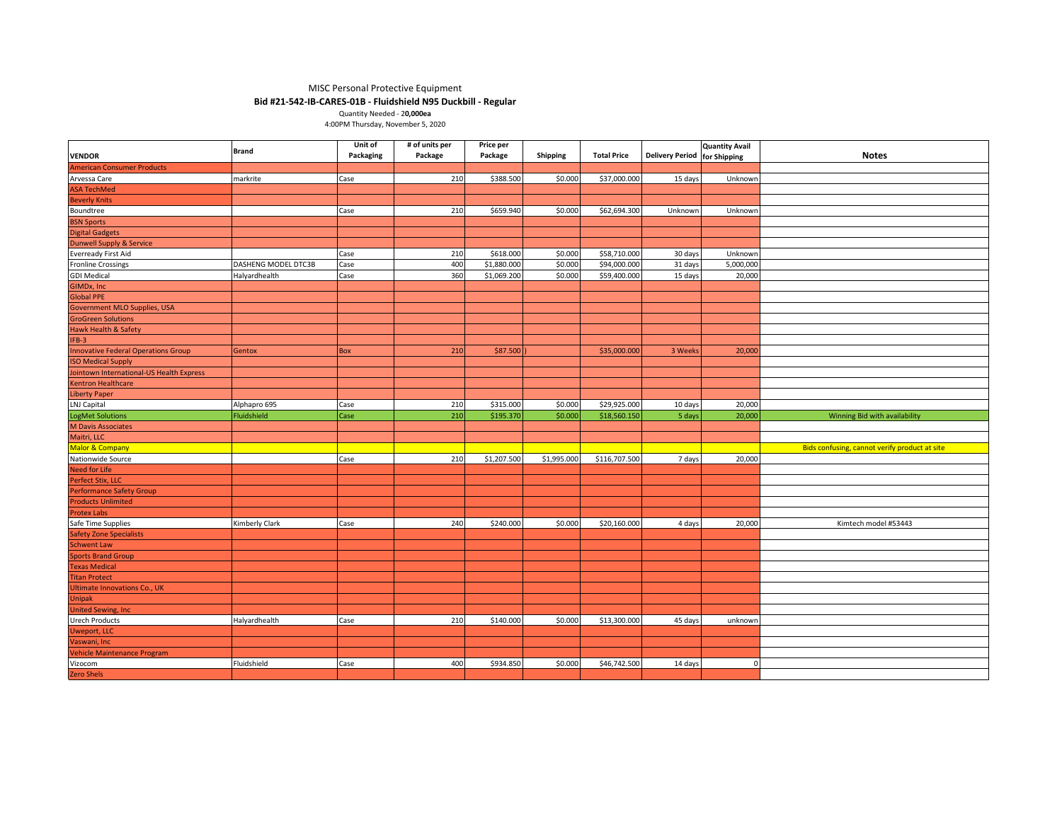MISC Personal Protective Equipment

**Bid #21-542-IB-CARES-01B - Fluidshield N95 Duckbill - Regular**

Quantity Needed - **20,000ea**

4:00PM Thursday, November 5, 2020

| VENDOR | Brand | Unit of Packaging | # of units per Package | Price per Package | Shipping | Total Price | Delivery Period | Quantity Avail for Shipping | Notes |
|---|---|---|---|---|---|---|---|---|---|
| American Consumer Products | | | | | | | | | |
| Arvessa Care | markrite | Case | 210 | $388.500 | $0.000 | $37,000.000 | 15 days | Unknown | |
| ASA TechMed | | | | | | | | | |
| Beverly Knits | | | | | | | | | |
| Boundtree | | Case | 210 | $659.940 | $0.000 | $62,694.300 | Unknown | Unknown | |
| BSN Sports | | | | | | | | | |
| Digital Gadgets | | | | | | | | | |
| Dunwell Supply & Service | | | | | | | | | |
| Everready First Aid | | Case | 210 | $618.000 | $0.000 | $58,710.000 | 30 days | Unknown | |
| Fronline Crossings | DASHENG MODEL DTC3B | Case | 400 | $1,880.000 | $0.000 | $94,000.000 | 31 days | 5,000,000 | |
| GDI Medical | Halyardhealth | Case | 360 | $1,069.200 | $0.000 | $59,400.000 | 15 days | 20,000 | |
| GIMDx, Inc | | | | | | | | | |
| Global PPE | | | | | | | | | |
| Government MLO Supplies, USA | | | | | | | | | |
| GroGreen Solutions | | | | | | | | | |
| Hawk Health & Safety | | | | | | | | | |
| IFB-3 | | | | | | | | | |
| Innovative Federal Operations Group | Gentox | Box | 210 | $87.500 | ) | $35,000.000 | 3 Weeks | 20,000 | |
| ISO Medical Supply | | | | | | | | | |
| Jointown International-US Health Express | | | | | | | | | |
| Kentron Healthcare | | | | | | | | | |
| Liberty Paper | | | | | | | | | |
| LNJ Capital | Alphapro 695 | Case | 210 | $315.000 | $0.000 | $29,925.000 | 10 days | 20,000 | |
| LogMet Solutions | Fluidshield | Case | 210 | $195.370 | $0.000 | $18,560.150 | 5 days | 20,000 | Winning Bid with availability |
| M Davis Associates | | | | | | | | | |
| Maitri, LLC | | | | | | | | | |
| Malor & Company | | | | | | | | | Bids confusing, cannot verify product at site |
| Nationwide Source | | Case | 210 | $1,207.500 | $1,995.000 | $116,707.500 | 7 days | 20,000 | |
| Need for Life | | | | | | | | | |
| Perfect Stix, LLC | | | | | | | | | |
| Performance Safety Group | | | | | | | | | |
| Products Unlimited | | | | | | | | | |
| Protex Labs | | | | | | | | | |
| Safe Time Supplies | Kimberly Clark | Case | 240 | $240.000 | $0.000 | $20,160.000 | 4 days | 20,000 | Kimtech model #53443 |
| Safety Zone Specialists | | | | | | | | | |
| Schwent Law | | | | | | | | | |
| Sports Brand Group | | | | | | | | | |
| Texas Medical | | | | | | | | | |
| Titan Protect | | | | | | | | | |
| Ultimate Innovations Co., UK | | | | | | | | | |
| Unipak | | | | | | | | | |
| United Sewing, Inc | | | | | | | | | |
| Urech Products | Halyardhealth | Case | 210 | $140.000 | $0.000 | $13,300.000 | 45 days | unknown | |
| Uweport, LLC | | | | | | | | | |
| Vaswani, Inc | | | | | | | | | |
| Vehicle Maintenance Program | | | | | | | | | |
| Vizocom | Fluidshield | Case | 400 | $934.850 | $0.000 | $46,742.500 | 14 days | 0 | |
| Zero Shels | | | | | | | | | |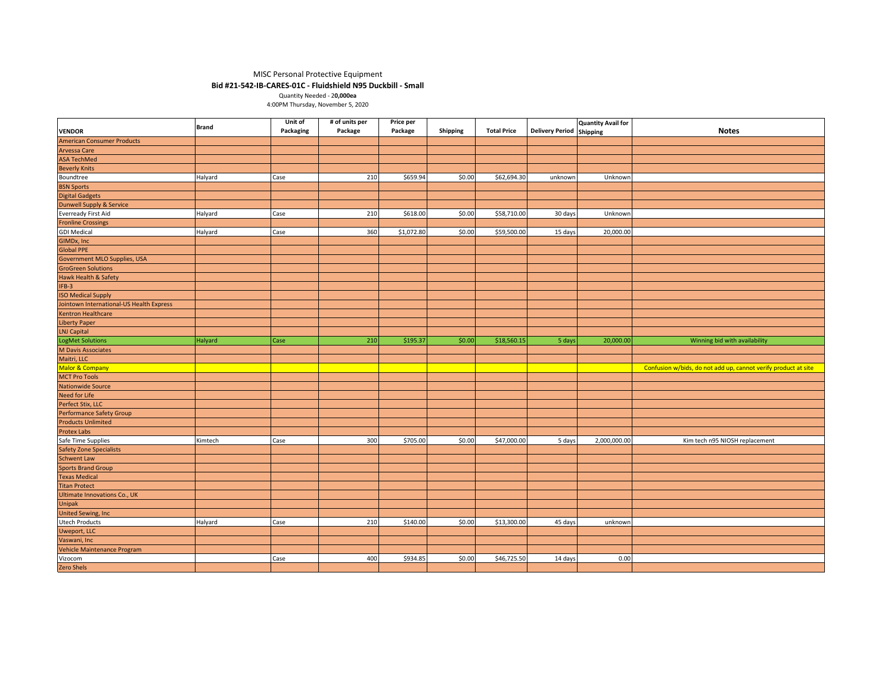MISC Personal Protective Equipment

**Bid #21-542-IB-CARES-01C - Fluidshield N95 Duckbill - Small**

Quantity Needed - 2**0,000ea**

4:00PM Thursday, November 5, 2020

| VENDOR | Brand | Unit of Packaging | # of units per Package | Price per Package | Shipping | Total Price | Delivery Period | Quantity Avail for Shipping | Notes |
|---|---|---|---|---|---|---|---|---|---|
| American Consumer Products | | | | | | | | | |
| Arvessa Care | | | | | | | | | |
| ASA TechMed | | | | | | | | | |
| Beverly Knits | | | | | | | | | |
| Boundtree | Halyard | Case | 210 | $659.94 | $0.00 | $62,694.30 | unknown | Unknown | |
| BSN Sports | | | | | | | | | |
| Digital Gadgets | | | | | | | | | |
| Dunwell Supply & Service | | | | | | | | | |
| Everready First Aid | Halyard | Case | 210 | $618.00 | $0.00 | $58,710.00 | 30 days | Unknown | |
| Fronline Crossings | | | | | | | | | |
| GDI Medical | Halyard | Case | 360 | $1,072.80 | $0.00 | $59,500.00 | 15 days | 20,000.00 | |
| GIMDx, Inc | | | | | | | | | |
| Global PPE | | | | | | | | | |
| Government MLO Supplies, USA | | | | | | | | | |
| GroGreen Solutions | | | | | | | | | |
| Hawk Health & Safety | | | | | | | | | |
| IFB-3 | | | | | | | | | |
| ISO Medical Supply | | | | | | | | | |
| Jointown International-US Health Express | | | | | | | | | |
| Kentron Healthcare | | | | | | | | | |
| Liberty Paper | | | | | | | | | |
| LNJ Capital | | | | | | | | | |
| LogMet Solutions | Halyard | Case | 210 | $195.37 | $0.00 | $18,560.15 | 5 days | 20,000.00 | Winning bid with availability |
| M Davis Associates | | | | | | | | | |
| Maitri, LLC | | | | | | | | | |
| Malor & Company | | | | | | | | | Confusion w/bids, do not add up, cannot verify product at site |
| MCT Pro Tools | | | | | | | | | |
| Nationwide Source | | | | | | | | | |
| Need for Life | | | | | | | | | |
| Perfect Stix, LLC | | | | | | | | | |
| Performance Safety Group | | | | | | | | | |
| Products Unlimited | | | | | | | | | |
| Protex Labs | | | | | | | | | |
| Safe Time Supplies | Kimtech | Case | 300 | $705.00 | $0.00 | $47,000.00 | 5 days | 2,000,000.00 | Kim tech n95 NIOSH replacement |
| Safety Zone Specialists | | | | | | | | | |
| Schwent Law | | | | | | | | | |
| Sports Brand Group | | | | | | | | | |
| Texas Medical | | | | | | | | | |
| Titan Protect | | | | | | | | | |
| Ultimate Innovations Co., UK | | | | | | | | | |
| Unipak | | | | | | | | | |
| United Sewing, Inc | | | | | | | | | |
| Utech Products | Halyard | Case | 210 | $140.00 | $0.00 | $13,300.00 | 45 days | unknown | |
| Uweport, LLC | | | | | | | | | |
| Vaswani, Inc | | | | | | | | | |
| Vehicle Maintenance Program | | | | | | | | | |
| Vizocom | | Case | 400 | $934.85 | $0.00 | $46,725.50 | 14 days | 0.00 | |
| Zero Shels | | | | | | | | | |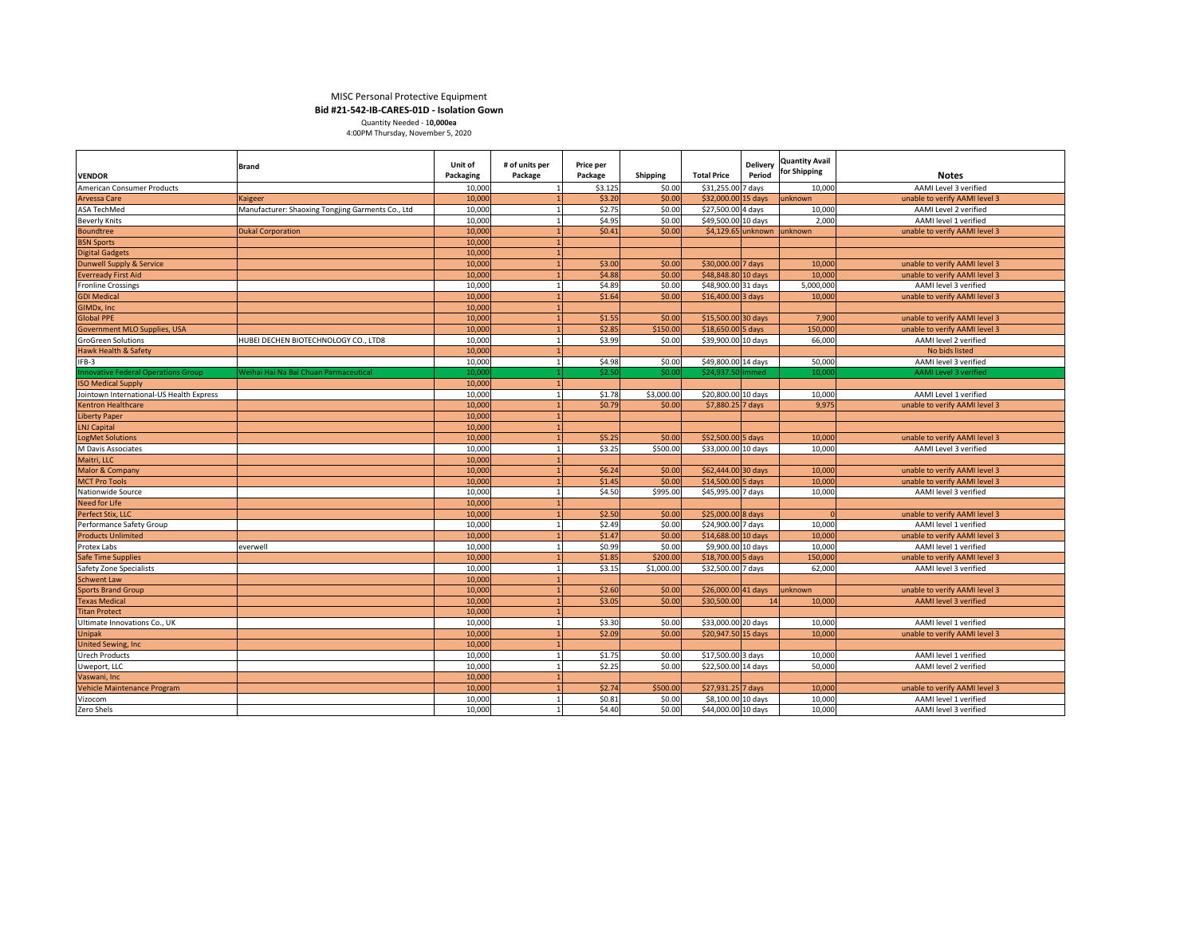MISC Personal Protective Equipment

**Bid #21-542-IB-CARES-01D - Isolation Gown**

Quantity Needed - 1**0,000ea**

4:00PM Thursday, November 5, 2020

| VENDOR | Brand | Unit of Packaging | # of units per Package | Price per Package | Shipping | Total Price | Delivery Period | Quantity Avail for Shipping | Notes |
|---|---|---|---|---|---|---|---|---|---|
| American Consumer Products | | 10,000 | 1 | $3.125 | $0.00 | $31,255.00 | 7 days | 10,000 | AAMI Level 3 verified |
| Arvessa Care | Kaigeer | 10,000 | 1 | $3.20 | $0.00 | $32,000.00 | 15 days | unknown | unable to verify AAMI level 3 |
| ASA TechMed | Manufacturer: Shaoxing Tongjing Garments Co., Ltd | 10,000 | 1 | $2.75 | $0.00 | $27,500.00 | 4 days | 10,000 | AAMI Level 2 verified |
| Beverly Knits | | 10,000 | 1 | $4.95 | $0.00 | $49,500.00 | 10 days | 2,000 | AAMI level 1 verified |
| Boundtree | Dukal Corporation | 10,000 | 1 | $0.41 | $0.00 | $4,129.65 | unknown | unknown | unable to verify AAMI level 3 |
| BSN Sports | | 10,000 | 1 | | | | | | |
| Digital Gadgets | | 10,000 | 1 | | | | | | |
| Dunwell Supply & Service | | 10,000 | 1 | $3.00 | $0.00 | $30,000.00 | 7 days | 10,000 | unable to verify AAMI level 3 |
| Everready First Aid | | 10,000 | 1 | $4.88 | $0.00 | $48,848.80 | 10 days | 10,000 | unable to verify AAMI level 3 |
| Fronline Crossings | | 10,000 | 1 | $4.89 | $0.00 | $48,900.00 | 31 days | 5,000,000 | AAMI level 3 verified |
| GDI Medical | | 10,000 | 1 | $1.64 | $0.00 | $16,400.00 | 3 days | 10,000 | unable to verify AAMI level 3 |
| GIMDx, Inc | | 10,000 | 1 | | | | | | |
| Global PPE | | 10,000 | 1 | $1.55 | $0.00 | $15,500.00 | 30 days | 7,900 | unable to verify AAMI level 3 |
| Government MLO Supplies, USA | | 10,000 | 1 | $2.85 | $150.00 | $18,650.00 | 5 days | 150,000 | unable to verify AAMI level 3 |
| GroGreen Solutions | HUBEI DECHEN BIOTECHNOLOGY CO., LTD8 | 10,000 | 1 | $3.99 | $0.00 | $39,900.00 | 10 days | 66,000 | AAMI level 2 verified |
| Hawk Health & Safety | | 10,000 | 1 | | | | | | No bids listed |
| IFB-3 | | 10,000 | 1 | $4.98 | $0.00 | $49,800.00 | 14 days | 50,000 | AAMI level 3 verified |
| Innovative Federal Operations Group | Weihai Hai Na Bai Chuan Parmaceutical | 10,000 | 1 | $2.50 | $0.00 | $24,937.50 | immed | 10,000 | AAMI Level 3 verified |
| ISO Medical Supply | | 10,000 | 1 | | | | | | |
| Jointown International-US Health Express | | 10,000 | 1 | $1.78 | $3,000.00 | $20,800.00 | 10 days | 10,000 | AAMI Level 1 verified |
| Kentron Healthcare | | 10,000 | 1 | $0.79 | $0.00 | $7,880.25 | 7 days | 9,975 | unable to verify AAMI level 3 |
| Liberty Paper | | 10,000 | 1 | | | | | | |
| LNJ Capital | | 10,000 | 1 | | | | | | |
| LogMet Solutions | | 10,000 | 1 | $5.25 | $0.00 | $52,500.00 | 5 days | 10,000 | unable to verify AAMI level 3 |
| M Davis Associates | | 10,000 | 1 | $3.25 | $500.00 | $33,000.00 | 10 days | 10,000 | AAMI Level 3 verified |
| Maitri, LLC | | 10,000 | 1 | | | | | | |
| Malor & Company | | 10,000 | 1 | $6.24 | $0.00 | $62,444.00 | 30 days | 10,000 | unable to verify AAMI level 3 |
| MCT Pro Tools | | 10,000 | 1 | $1.45 | $0.00 | $14,500.00 | 5 days | 10,000 | unable to verify AAMI level 3 |
| Nationwide Source | | 10,000 | 1 | $4.50 | $995.00 | $45,995.00 | 7 days | 10,000 | AAMI level 3 verified |
| Need for Life | | 10,000 | 1 | | | | | | |
| Perfect Stix, LLC | | 10,000 | 1 | $2.50 | $0.00 | $25,000.00 | 8 days | 0 | unable to verify AAMI level 3 |
| Performance Safety Group | | 10,000 | 1 | $2.49 | $0.00 | $24,900.00 | 7 days | 10,000 | AAMI level 1 verified |
| Products Unlimited | | 10,000 | 1 | $1.47 | $0.00 | $14,688.00 | 10 days | 10,000 | unable to verify AAMI level 3 |
| Protex Labs | everwell | 10,000 | 1 | $0.99 | $0.00 | $9,900.00 | 10 days | 10,000 | AAMI level 1 verified |
| Safe Time Supplies | | 10,000 | 1 | $1.85 | $200.00 | $18,700.00 | 5 days | 150,000 | unable to verify AAMI level 3 |
| Safety Zone Specialists | | 10,000 | 1 | $3.15 | $1,000.00 | $32,500.00 | 7 days | 62,000 | AAMI level 3 verified |
| Schwent Law | | 10,000 | 1 | | | | | | |
| Sports Brand Group | | 10,000 | 1 | $2.60 | $0.00 | $26,000.00 | 41 days | unknown | unable to verify AAMI level 3 |
| Texas Medical | | 10,000 | 1 | $3.05 | $0.00 | $30,500.00 | 14 | 10,000 | AAMI level 3 verified |
| Titan Protect | | 10,000 | 1 | | | | | | |
| Ultimate Innovations Co., UK | | 10,000 | 1 | $3.30 | $0.00 | $33,000.00 | 20 days | 10,000 | AAMI level 1 verified |
| Unipak | | 10,000 | 1 | $2.09 | $0.00 | $20,947.50 | 15 days | 10,000 | unable to verify AAMI level 3 |
| United Sewing, Inc | | 10,000 | 1 | | | | | | |
| Urech Products | | 10,000 | 1 | $1.75 | $0.00 | $17,500.00 | 3 days | 10,000 | AAMI level 1 verified |
| Uweport, LLC | | 10,000 | 1 | $2.25 | $0.00 | $22,500.00 | 14 days | 50,000 | AAMI level 2 verified |
| Vaswani, Inc | | 10,000 | 1 | | | | | | |
| Vehicle Maintenance Program | | 10,000 | 1 | $2.74 | $500.00 | $27,931.25 | 7 days | 10,000 | unable to verify AAMI level 3 |
| Vizocom | | 10,000 | 1 | $0.81 | $0.00 | $8,100.00 | 10 days | 10,000 | AAMI level 1 verified |
| Zero Shels | | 10,000 | 1 | $4.40 | $0.00 | $44,000.00 | 10 days | 10,000 | AAMI level 3 verified |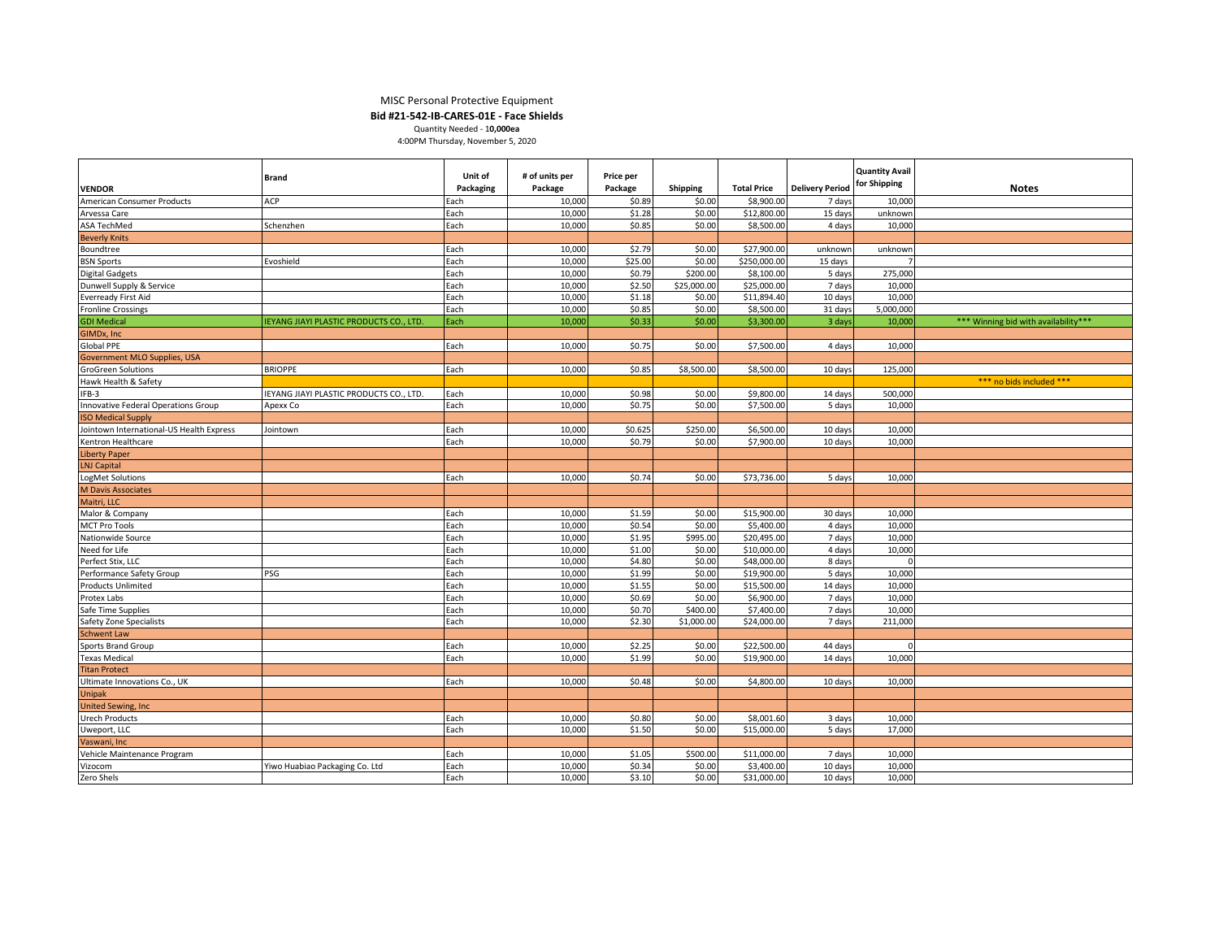MISC Personal Protective Equipment

**Bid #21-542-IB-CARES-01E - Face Shields**

Quantity Needed - 1**0,000ea**

4:00PM Thursday, November 5, 2020

| VENDOR | Brand | Unit of Packaging | # of units per Package | Price per Package | Shipping | Total Price | Delivery Period | Quantity Avail for Shipping | Notes |
|---|---|---|---|---|---|---|---|---|---|
| American Consumer Products | ACP | Each | 10,000 | $0.89 | $0.00 | $8,900.00 | 7 days | 10,000 | |
| Arvessa Care | | Each | 10,000 | $1.28 | $0.00 | $12,800.00 | 15 days | unknown | |
| ASA TechMed | Schenzhen | Each | 10,000 | $0.85 | $0.00 | $8,500.00 | 4 days | 10,000 | |
| Beverly Knits | | | | | | | | | |
| Boundtree | | Each | 10,000 | $2.79 | $0.00 | $27,900.00 | unknown | unknown | |
| BSN Sports | Evoshield | Each | 10,000 | $25.00 | $0.00 | $250,000.00 | 15 days | 7 | |
| Digital Gadgets | | Each | 10,000 | $0.79 | $200.00 | $8,100.00 | 5 days | 275,000 | |
| Dunwell Supply & Service | | Each | 10,000 | $2.50 | $25,000.00 | $25,000.00 | 7 days | 10,000 | |
| Everready First Aid | | Each | 10,000 | $1.18 | $0.00 | $11,894.40 | 10 days | 10,000 | |
| Fronline Crossings | | Each | 10,000 | $0.85 | $0.00 | $8,500.00 | 31 days | 5,000,000 | |
| GDI Medical | IEYANG JIAYI PLASTIC PRODUCTS CO., LTD. | Each | 10,000 | $0.33 | $0.00 | $3,300.00 | 3 days | 10,000 | *** Winning bid with availability*** |
| GIMDx, Inc | | | | | | | | | |
| Global PPE | | Each | 10,000 | $0.75 | $0.00 | $7,500.00 | 4 days | 10,000 | |
| Government MLO Supplies, USA | | | | | | | | | |
| GroGreen Solutions | BRIOPPE | Each | 10,000 | $0.85 | $8,500.00 | $8,500.00 | 10 days | 125,000 | |
| Hawk Health & Safety | | | | | | | | | *** no bids included *** |
| IFB-3 | IEYANG JIAYI PLASTIC PRODUCTS CO., LTD. | Each | 10,000 | $0.98 | $0.00 | $9,800.00 | 14 days | 500,000 | |
| Innovative Federal Operations Group | Apexx Co | Each | 10,000 | $0.75 | $0.00 | $7,500.00 | 5 days | 10,000 | |
| ISO Medical Supply | | | | | | | | | |
| Jointown International-US Health Express | Jointown | Each | 10,000 | $0.625 | $250.00 | $6,500.00 | 10 days | 10,000 | |
| Kentron Healthcare | | Each | 10,000 | $0.79 | $0.00 | $7,900.00 | 10 days | 10,000 | |
| Liberty Paper | | | | | | | | | |
| LNJ Capital | | | | | | | | | |
| LogMet Solutions | | Each | 10,000 | $0.74 | $0.00 | $73,736.00 | 5 days | 10,000 | |
| M Davis Associates | | | | | | | | | |
| Maitri, LLC | | | | | | | | | |
| Malor & Company | | Each | 10,000 | $1.59 | $0.00 | $15,900.00 | 30 days | 10,000 | |
| MCT Pro Tools | | Each | 10,000 | $0.54 | $0.00 | $5,400.00 | 4 days | 10,000 | |
| Nationwide Source | | Each | 10,000 | $1.95 | $995.00 | $20,495.00 | 7 days | 10,000 | |
| Need for Life | | Each | 10,000 | $1.00 | $0.00 | $10,000.00 | 4 days | 10,000 | |
| Perfect Stix, LLC | | Each | 10,000 | $4.80 | $0.00 | $48,000.00 | 8 days | 0 | |
| Performance Safety Group | PSG | Each | 10,000 | $1.99 | $0.00 | $19,900.00 | 5 days | 10,000 | |
| Products Unlimited | | Each | 10,000 | $1.55 | $0.00 | $15,500.00 | 14 days | 10,000 | |
| Protex Labs | | Each | 10,000 | $0.69 | $0.00 | $6,900.00 | 7 days | 10,000 | |
| Safe Time Supplies | | Each | 10,000 | $0.70 | $400.00 | $7,400.00 | 7 days | 10,000 | |
| Safety Zone Specialists | | Each | 10,000 | $2.30 | $1,000.00 | $24,000.00 | 7 days | 211,000 | |
| Schwent Law | | | | | | | | | |
| Sports Brand Group | | Each | 10,000 | $2.25 | $0.00 | $22,500.00 | 44 days | 0 | |
| Texas Medical | | Each | 10,000 | $1.99 | $0.00 | $19,900.00 | 14 days | 10,000 | |
| Titan Protect | | | | | | | | | |
| Ultimate Innovations Co., UK | | Each | 10,000 | $0.48 | $0.00 | $4,800.00 | 10 days | 10,000 | |
| Unipak | | | | | | | | | |
| United Sewing, Inc | | | | | | | | | |
| Urech Products | | Each | 10,000 | $0.80 | $0.00 | $8,001.60 | 3 days | 10,000 | |
| Uweport, LLC | | Each | 10,000 | $1.50 | $0.00 | $15,000.00 | 5 days | 17,000 | |
| Vaswani, Inc | | | | | | | | | |
| Vehicle Maintenance Program | | Each | 10,000 | $1.05 | $500.00 | $11,000.00 | 7 days | 10,000 | |
| Vizocom | Yiwo Huabiao Packaging Co. Ltd | Each | 10,000 | $0.34 | $0.00 | $3,400.00 | 10 days | 10,000 | |
| Zero Shels | | Each | 10,000 | $3.10 | $0.00 | $31,000.00 | 10 days | 10,000 | |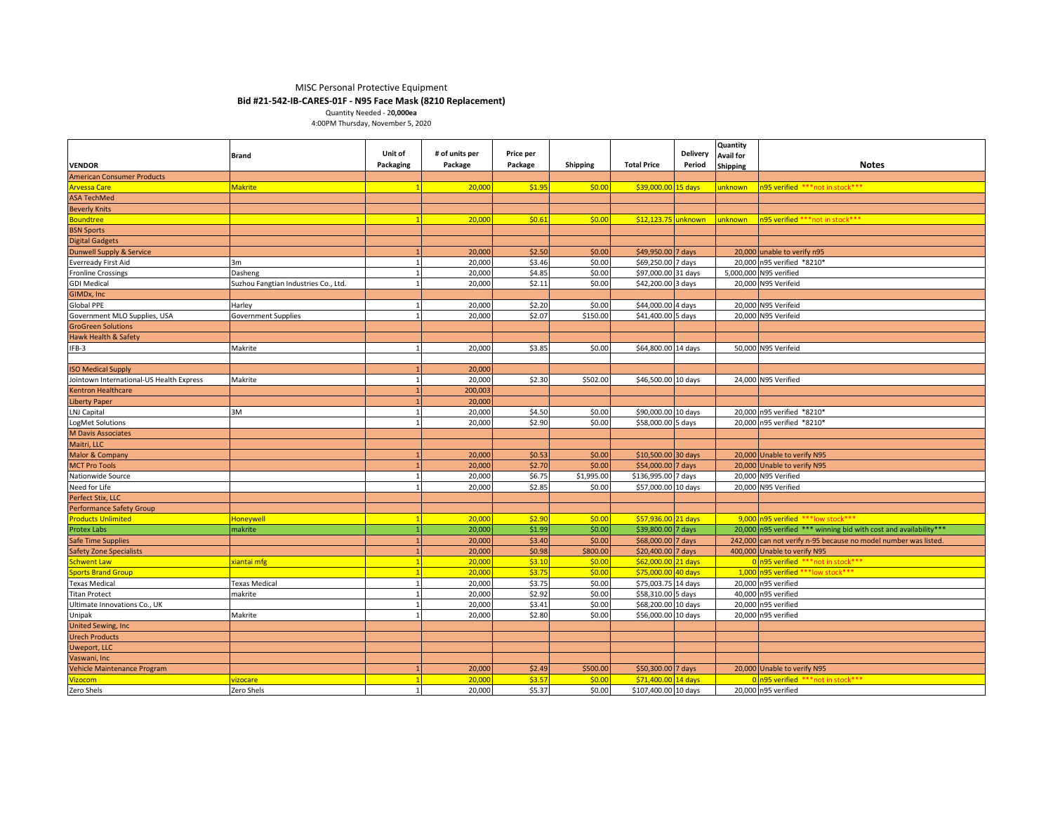MISC Personal Protective Equipment

**Bid #21-542-IB-CARES-01F - N95 Face Mask (8210 Replacement)**

Quantity Needed - 2**0,000ea**

4:00PM Thursday, November 5, 2020

| VENDOR | Brand | Unit of Packaging | # of units per Package | Price per Package | Shipping | Total Price | Delivery Period | Quantity Avail for Shipping | Notes |
|---|---|---|---|---|---|---|---|---|---|
| American Consumer Products | | | | | | | | | |
| Arvessa Care | Makrite | 1 | 20,000 | $1.95 | $0.00 | $39,000.00 | 15 days | unknown | n95 verified ***not in stock*** |
| ASA TechMed | | | | | | | | | |
| Beverly Knits | | | | | | | | | |
| Boundtree | | 1 | 20,000 | $0.61 | $0.00 | $12,123.75 | unknown | unknown | n95 verified ***not in stock*** |
| BSN Sports | | | | | | | | | |
| Digital Gadgets | | | | | | | | | |
| Dunwell Supply & Service | | 1 | 20,000 | $2.50 | $0.00 | $49,950.00 | 7 days | 20,000 | unable to verify n95 |
| Everready First Aid | 3m | 1 | 20,000 | $3.46 | $0.00 | $69,250.00 | 7 days | 20,000 | n95 verified *8210* |
| Fronline Crossings | Dasheng | 1 | 20,000 | $4.85 | $0.00 | $97,000.00 | 31 days | 5,000,000 | N95 verified |
| GDI Medical | Suzhou Fangtian Industries Co., Ltd. | 1 | 20,000 | $2.11 | $0.00 | $42,200.00 | 3 days | 20,000 | N95 Verifeid |
| GIMDx, Inc | | | | | | | | | |
| Global PPE | Harley | 1 | 20,000 | $2.20 | $0.00 | $44,000.00 | 4 days | 20,000 | N95 Verifeid |
| Government MLO Supplies, USA | Government Supplies | 1 | 20,000 | $2.07 | $150.00 | $41,400.00 | 5 days | 20,000 | N95 Verifeid |
| GroGreen Solutions | | | | | | | | | |
| Hawk Health & Safety | | | | | | | | | |
| IFB-3 | Makrite | 1 | 20,000 | $3.85 | $0.00 | $64,800.00 | 14 days | 50,000 | N95 Verifeid |
| | | | | | | | | | |
| ISO Medical Supply | | 1 | 20,000 | | | | | | |
| Jointown International-US Health Express | Makrite | 1 | 20,000 | $2.30 | $502.00 | $46,500.00 | 10 days | 24,000 | N95 Verified |
| Kentron Healthcare | | 1 | 200,003 | | | | | | |
| Liberty Paper | | 1 | 20,000 | | | | | | |
| LNJ Capital | 3M | 1 | 20,000 | $4.50 | $0.00 | $90,000.00 | 10 days | 20,000 | n95 verified *8210* |
| LogMet Solutions | | 1 | 20,000 | $2.90 | $0.00 | $58,000.00 | 5 days | 20,000 | n95 verified *8210* |
| M Davis Associates | | | | | | | | | |
| Maitri, LLC | | | | | | | | | |
| Malor & Company | | 1 | 20,000 | $0.53 | $0.00 | $10,500.00 | 30 days | 20,000 | Unable to verify N95 |
| MCT Pro Tools | | 1 | 20,000 | $2.70 | $0.00 | $54,000.00 | 7 days | 20,000 | Unable to verify N95 |
| Nationwide Source | | 1 | 20,000 | $6.75 | $1,995.00 | $136,995.00 | 7 days | 20,000 | N95 Verified |
| Need for Life | | 1 | 20,000 | $2.85 | $0.00 | $57,000.00 | 10 days | 20,000 | N95 Verified |
| Perfect Stix, LLC | | | | | | | | | |
| Performance Safety Group | | | | | | | | | |
| Products Unlimited | Honeywell | 1 | 20,000 | $2.90 | $0.00 | $57,936.00 | 21 days | 9,000 | n95 verified ***low stock*** |
| Protex Labs | makrite | 1 | 20,000 | $1.99 | $0.00 | $39,800.00 | 7 days | 20,000 | n95 verified *** winning bid with cost and availability*** |
| Safe Time Supplies | | 1 | 20,000 | $3.40 | $0.00 | $68,000.00 | 7 days | 242,000 | can not verify n-95 because no model number was listed. |
| Safety Zone Specialists | | 1 | 20,000 | $0.98 | $800.00 | $20,400.00 | 7 days | 400,000 | Unable to verify N95 |
| Schwent Law | xiantai mfg | 1 | 20,000 | $3.10 | $0.00 | $62,000.00 | 21 days | 0 | n95 verified ***not in stock*** |
| Sports Brand Group | | 1 | 20,000 | $3.75 | $0.00 | $75,000.00 | 40 days | 1,000 | n95 verified ***low stock*** |
| Texas Medical | Texas Medical | 1 | 20,000 | $3.75 | $0.00 | $75,003.75 | 14 days | 20,000 | n95 verified |
| Titan Protect | makrite | 1 | 20,000 | $2.92 | $0.00 | $58,310.00 | 5 days | 40,000 | n95 verified |
| Ultimate Innovations Co., UK | | 1 | 20,000 | $3.41 | $0.00 | $68,200.00 | 10 days | 20,000 | n95 verified |
| Unipak | Makrite | 1 | 20,000 | $2.80 | $0.00 | $56,000.00 | 10 days | 20,000 | n95 verified |
| United Sewing, Inc | | | | | | | | | |
| Urech Products | | | | | | | | | |
| Uweport, LLC | | | | | | | | | |
| Vaswani, Inc | | | | | | | | | |
| Vehicle Maintenance Program | | 1 | 20,000 | $2.49 | $500.00 | $50,300.00 | 7 days | 20,000 | Unable to verify N95 |
| Vizocom | vizocare | 1 | 20,000 | $3.57 | $0.00 | $71,400.00 | 14 days | 0 | n95 verified ***not in stock*** |
| Zero Shels | Zero Shels | 1 | 20,000 | $5.37 | $0.00 | $107,400.00 | 10 days | 20,000 | n95 verified |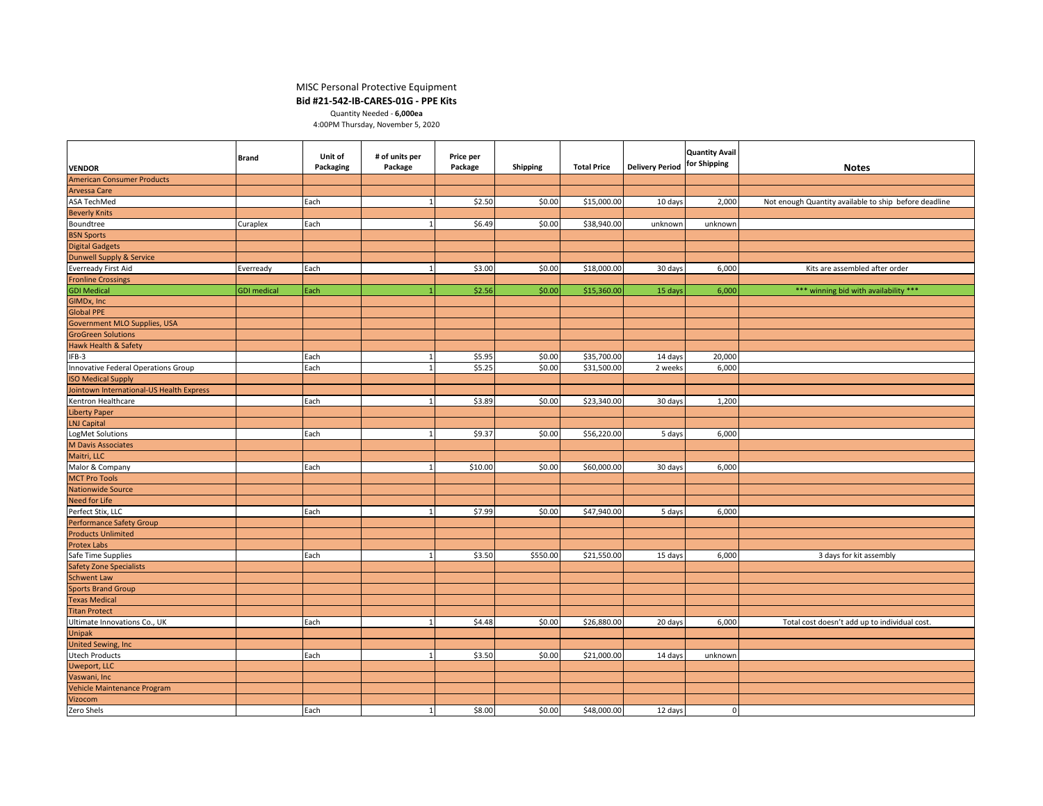MISC Personal Protective Equipment

**Bid #21-542-IB-CARES-01G - PPE Kits**

Quantity Needed - **6,000ea**

4:00PM Thursday, November 5, 2020

| VENDOR | Brand | Unit of Packaging | # of units per Package | Price per Package | Shipping | Total Price | Delivery Period | Quantity Avail for Shipping | Notes |
|---|---|---|---|---|---|---|---|---|---|
| American Consumer Products | | | | | | | | | |
| Arvessa Care | | | | | | | | | |
| ASA TechMed | | Each | 1 | $2.50 | $0.00 | $15,000.00 | 10 days | 2,000 | Not enough Quantity available to ship before deadline |
| Beverly Knits | | | | | | | | | |
| Boundtree | Curaplex | Each | 1 | $6.49 | $0.00 | $38,940.00 | unknown | unknown | |
| BSN Sports | | | | | | | | | |
| Digital Gadgets | | | | | | | | | |
| Dunwell Supply & Service | | | | | | | | | |
| Everready First Aid | Everready | Each | 1 | $3.00 | $0.00 | $18,000.00 | 30 days | 6,000 | Kits are assembled after order |
| Fronline Crossings | | | | | | | | | |
| GDI Medical | GDI medical | Each | 1 | $2.56 | $0.00 | $15,360.00 | 15 days | 6,000 | *** winning bid with availability *** |
| GIMDx, Inc | | | | | | | | | |
| Global PPE | | | | | | | | | |
| Government MLO Supplies, USA | | | | | | | | | |
| GroGreen Solutions | | | | | | | | | |
| Hawk Health & Safety | | | | | | | | | |
| IFB-3 | | Each | 1 | $5.95 | $0.00 | $35,700.00 | 14 days | 20,000 | |
| Innovative Federal Operations Group | | Each | 1 | $5.25 | $0.00 | $31,500.00 | 2 weeks | 6,000 | |
| ISO Medical Supply | | | | | | | | | |
| Jointown International-US Health Express | | | | | | | | | |
| Kentron Healthcare | | Each | 1 | $3.89 | $0.00 | $23,340.00 | 30 days | 1,200 | |
| Liberty Paper | | | | | | | | | |
| LNJ Capital | | | | | | | | | |
| LogMet Solutions | | Each | 1 | $9.37 | $0.00 | $56,220.00 | 5 days | 6,000 | |
| M Davis Associates | | | | | | | | | |
| Maitri, LLC | | | | | | | | | |
| Malor & Company | | Each | 1 | $10.00 | $0.00 | $60,000.00 | 30 days | 6,000 | |
| MCT Pro Tools | | | | | | | | | |
| Nationwide Source | | | | | | | | | |
| Need for Life | | | | | | | | | |
| Perfect Stix, LLC | | Each | 1 | $7.99 | $0.00 | $47,940.00 | 5 days | 6,000 | |
| Performance Safety Group | | | | | | | | | |
| Products Unlimited | | | | | | | | | |
| Protex Labs | | | | | | | | | |
| Safe Time Supplies | | Each | 1 | $3.50 | $550.00 | $21,550.00 | 15 days | 6,000 | 3 days for kit assembly |
| Safety Zone Specialists | | | | | | | | | |
| Schwent Law | | | | | | | | | |
| Sports Brand Group | | | | | | | | | |
| Texas Medical | | | | | | | | | |
| Titan Protect | | | | | | | | | |
| Ultimate Innovations Co., UK | | Each | 1 | $4.48 | $0.00 | $26,880.00 | 20 days | 6,000 | Total cost doesn't add up to individual cost. |
| Unipak | | | | | | | | | |
| United Sewing, Inc | | | | | | | | | |
| Utech Products | | Each | 1 | $3.50 | $0.00 | $21,000.00 | 14 days | unknown | |
| Uweport, LLC | | | | | | | | | |
| Vaswani, Inc | | | | | | | | | |
| Vehicle Maintenance Program | | | | | | | | | |
| Vizocom | | | | | | | | | |
| Zero Shels | | Each | 1 | $8.00 | $0.00 | $48,000.00 | 12 days | 0 | |